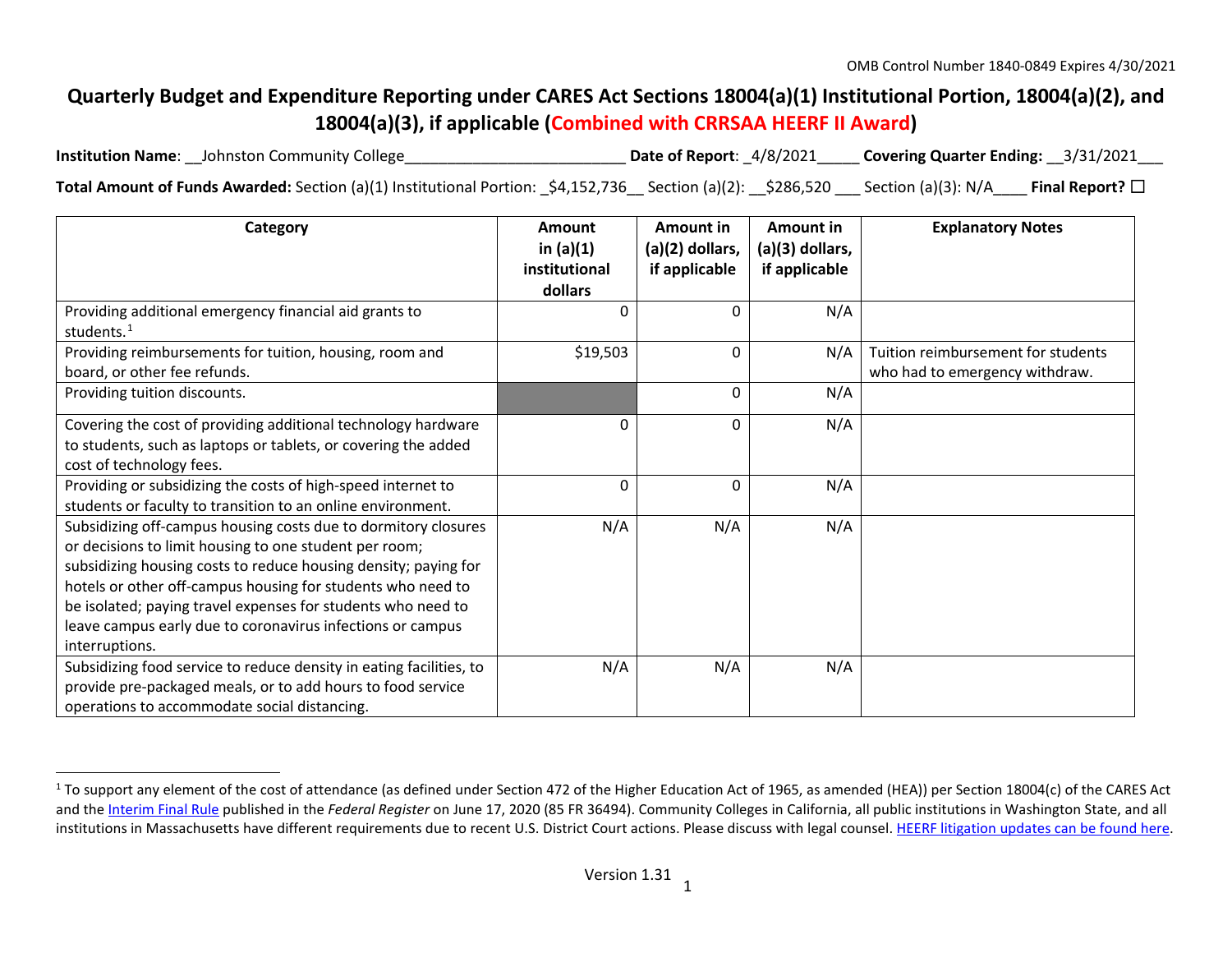OMB Control Number 1840-0849 Expires 4/30/2021

# Quarterly Budget and Expenditure Reporting under CARES Act Sections 18004(a)(1) Institutional Portion, 18004(a)(2), and 18004(a)(3), if applicable (Combined with CRRSAA HEERF II Award)

**Institution Name**: __Johnston Community College__________________________ **Date of Report**: _4/8/2021_____ **Covering Quarter Ending:** __3/31/2021___

**Total Amount of Funds Awarded:** Section (a)(1) Institutional Portion: _$4,152,736__ Section (a)(2): __$286,520 ___ Section (a)(3): N/A____ **Final Report?** ☐

| Category | Amount in (a)(1) institutional dollars | Amount in (a)(2) dollars, if applicable | Amount in (a)(3) dollars, if applicable | Explanatory Notes |
|---|---|---|---|---|
| Providing additional emergency financial aid grants to students.[1] | 0 | 0 | N/A | |
| Providing reimbursements for tuition, housing, room and board, or other fee refunds. | $19,503 | 0 | N/A | Tuition reimbursement for students who had to emergency withdraw. |
| Providing tuition discounts. | | 0 | N/A | |
| Covering the cost of providing additional technology hardware to students, such as laptops or tablets, or covering the added cost of technology fees. | 0 | 0 | N/A | |
| Providing or subsidizing the costs of high-speed internet to students or faculty to transition to an online environment. | 0 | 0 | N/A | |
| Subsidizing off-campus housing costs due to dormitory closures or decisions to limit housing to one student per room; subsidizing housing costs to reduce housing density; paying for hotels or other off-campus housing for students who need to be isolated; paying travel expenses for students who need to leave campus early due to coronavirus infections or campus interruptions. | N/A | N/A | N/A | |
| Subsidizing food service to reduce density in eating facilities, to provide pre-packaged meals, or to add hours to food service operations to accommodate social distancing. | N/A | N/A | N/A | |

[1] To support any element of the cost of attendance (as defined under Section 472 of the Higher Education Act of 1965, as amended (HEA)) per Section 18004(c) of the CARES Act and the Interim Final Rule published in the *Federal Register* on June 17, 2020 (85 FR 36494). Community Colleges in California, all public institutions in Washington State, and all institutions in Massachusetts have different requirements due to recent U.S. District Court actions. Please discuss with legal counsel. HEERF litigation updates can be found here.

Version 1.31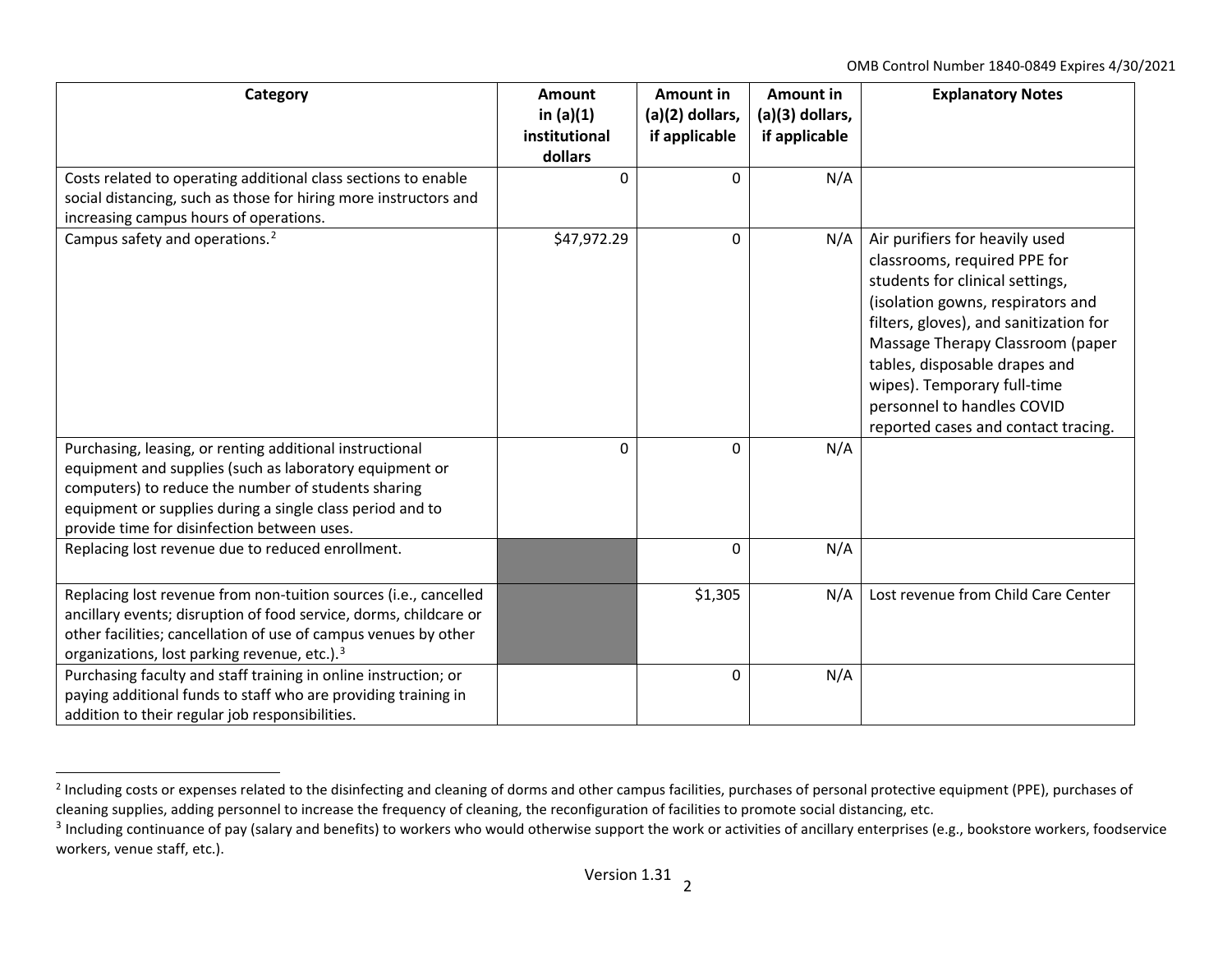| Category | Amount in (a)(1) institutional dollars | Amount in (a)(2) dollars, if applicable | Amount in (a)(3) dollars, if applicable | Explanatory Notes |
|---|---|---|---|---|
| Costs related to operating additional class sections to enable social distancing, such as those for hiring more instructors and increasing campus hours of operations. | 0 | 0 | N/A | |
| Campus safety and operations.[2] | $47,972.29 | 0 | N/A | Air purifiers for heavily used classrooms, required PPE for students for clinical settings, (isolation gowns, respirators and filters, gloves), and sanitization for Massage Therapy Classroom (paper tables, disposable drapes and wipes). Temporary full-time personnel to handles COVID reported cases and contact tracing. |
| Purchasing, leasing, or renting additional instructional equipment and supplies (such as laboratory equipment or computers) to reduce the number of students sharing equipment or supplies during a single class period and to provide time for disinfection between uses. | 0 | 0 | N/A | |
| Replacing lost revenue due to reduced enrollment. | | 0 | N/A | |
| Replacing lost revenue from non-tuition sources (i.e., cancelled ancillary events; disruption of food service, dorms, childcare or other facilities; cancellation of use of campus venues by other organizations, lost parking revenue, etc.).[3] | | $1,305 | N/A | Lost revenue from Child Care Center |
| Purchasing faculty and staff training in online instruction; or paying additional funds to staff who are providing training in addition to their regular job responsibilities. | | 0 | N/A | |

[2] Including costs or expenses related to the disinfecting and cleaning of dorms and other campus facilities, purchases of personal protective equipment (PPE), purchases of cleaning supplies, adding personnel to increase the frequency of cleaning, the reconfiguration of facilities to promote social distancing, etc.

[3] Including continuance of pay (salary and benefits) to workers who would otherwise support the work or activities of ancillary enterprises (e.g., bookstore workers, foodservice workers, venue staff, etc.).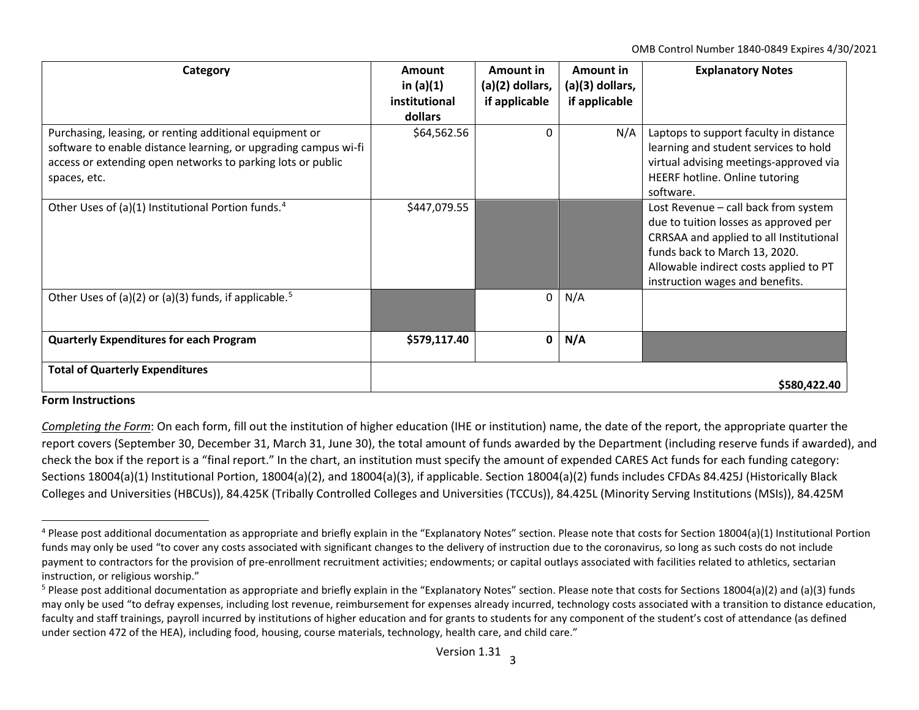| Category | Amount in (a)(1) institutional dollars | Amount in (a)(2) dollars, if applicable | Amount in (a)(3) dollars, if applicable | Explanatory Notes |
|---|---|---|---|---|
| Purchasing, leasing, or renting additional equipment or software to enable distance learning, or upgrading campus wi-fi access or extending open networks to parking lots or public spaces, etc. | $64,562.56 | 0 | N/A | Laptops to support faculty in distance learning and student services to hold virtual advising meetings-approved via HEERF hotline. Online tutoring software. |
| Other Uses of (a)(1) Institutional Portion funds.[4] | $447,079.55 | | | Lost Revenue – call back from system due to tuition losses as approved per CRRSAA and applied to all Institutional funds back to March 13, 2020. Allowable indirect costs applied to PT instruction wages and benefits. |
| Other Uses of (a)(2) or (a)(3) funds, if applicable.[5] | | 0 | N/A | |
| **Quarterly Expenditures for each Program** | **$579,117.40** | **0** | **N/A** | |
| **Total of Quarterly Expenditures** | | | | **$580,422.40** |

**Form Instructions**

*Completing the Form*: On each form, fill out the institution of higher education (IHE or institution) name, the date of the report, the appropriate quarter the report covers (September 30, December 31, March 31, June 30), the total amount of funds awarded by the Department (including reserve funds if awarded), and check the box if the report is a "final report." In the chart, an institution must specify the amount of expended CARES Act funds for each funding category: Sections 18004(a)(1) Institutional Portion, 18004(a)(2), and 18004(a)(3), if applicable. Section 18004(a)(2) funds includes CFDAs 84.425J (Historically Black Colleges and Universities (HBCUs)), 84.425K (Tribally Controlled Colleges and Universities (TCCUs)), 84.425L (Minority Serving Institutions (MSIs)), 84.425M

---

[4] Please post additional documentation as appropriate and briefly explain in the "Explanatory Notes" section. Please note that costs for Section 18004(a)(1) Institutional Portion funds may only be used "to cover any costs associated with significant changes to the delivery of instruction due to the coronavirus, so long as such costs do not include payment to contractors for the provision of pre-enrollment recruitment activities; endowments; or capital outlays associated with facilities related to athletics, sectarian instruction, or religious worship."

[5] Please post additional documentation as appropriate and briefly explain in the "Explanatory Notes" section. Please note that costs for Sections 18004(a)(2) and (a)(3) funds may only be used "to defray expenses, including lost revenue, reimbursement for expenses already incurred, technology costs associated with a transition to distance education, faculty and staff trainings, payroll incurred by institutions of higher education and for grants to students for any component of the student's cost of attendance (as defined under section 472 of the HEA), including food, housing, course materials, technology, health care, and child care."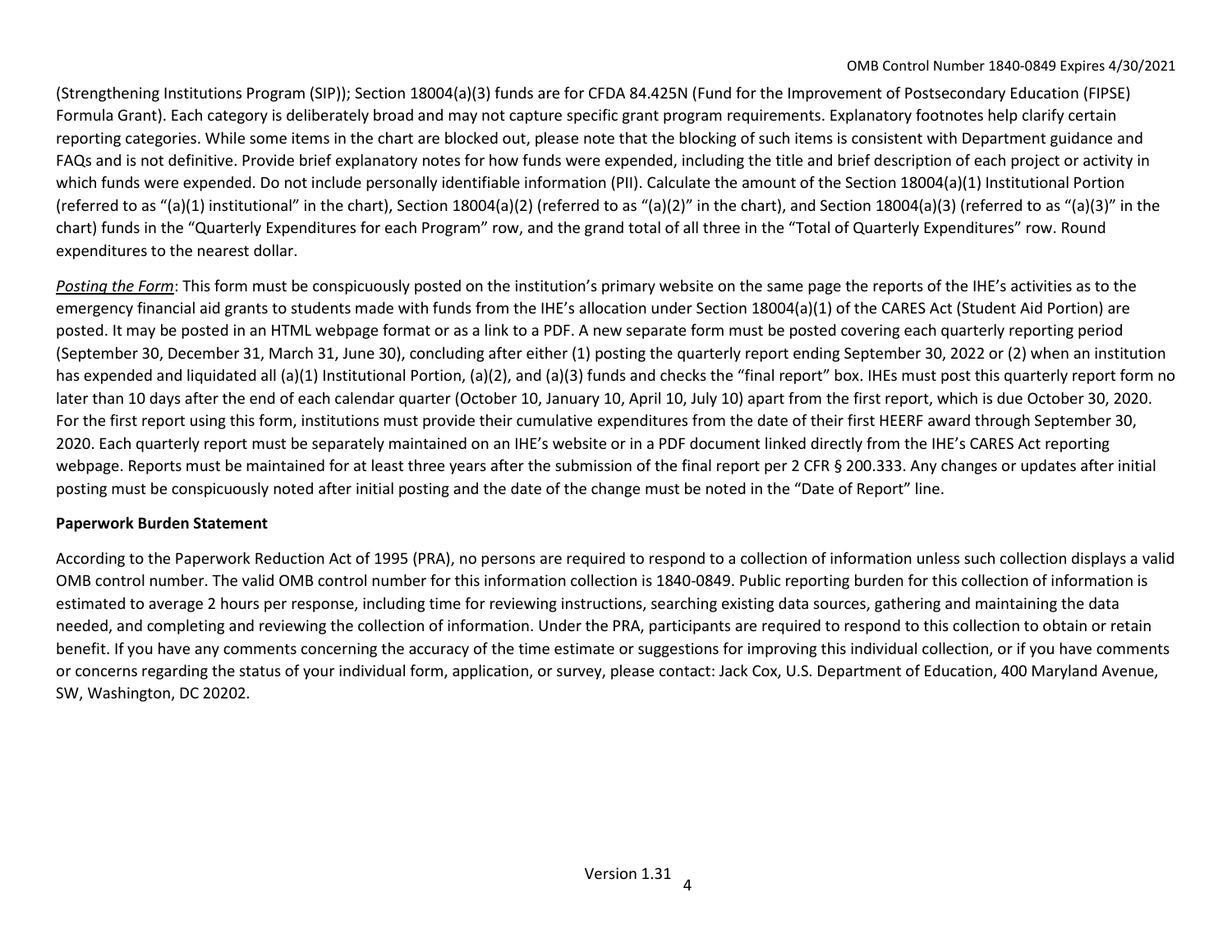(Strengthening Institutions Program (SIP)); Section 18004(a)(3) funds are for CFDA 84.425N (Fund for the Improvement of Postsecondary Education (FIPSE) Formula Grant). Each category is deliberately broad and may not capture specific grant program requirements. Explanatory footnotes help clarify certain reporting categories. While some items in the chart are blocked out, please note that the blocking of such items is consistent with Department guidance and FAQs and is not definitive. Provide brief explanatory notes for how funds were expended, including the title and brief description of each project or activity in which funds were expended. Do not include personally identifiable information (PII). Calculate the amount of the Section 18004(a)(1) Institutional Portion (referred to as "(a)(1) institutional" in the chart), Section 18004(a)(2) (referred to as "(a)(2)" in the chart), and Section 18004(a)(3) (referred to as "(a)(3)" in the chart) funds in the "Quarterly Expenditures for each Program" row, and the grand total of all three in the "Total of Quarterly Expenditures" row. Round expenditures to the nearest dollar.

*Posting the Form*: This form must be conspicuously posted on the institution's primary website on the same page the reports of the IHE's activities as to the emergency financial aid grants to students made with funds from the IHE's allocation under Section 18004(a)(1) of the CARES Act (Student Aid Portion) are posted. It may be posted in an HTML webpage format or as a link to a PDF. A new separate form must be posted covering each quarterly reporting period (September 30, December 31, March 31, June 30), concluding after either (1) posting the quarterly report ending September 30, 2022 or (2) when an institution has expended and liquidated all (a)(1) Institutional Portion, (a)(2), and (a)(3) funds and checks the "final report" box. IHEs must post this quarterly report form no later than 10 days after the end of each calendar quarter (October 10, January 10, April 10, July 10) apart from the first report, which is due October 30, 2020. For the first report using this form, institutions must provide their cumulative expenditures from the date of their first HEERF award through September 30, 2020. Each quarterly report must be separately maintained on an IHE's website or in a PDF document linked directly from the IHE's CARES Act reporting webpage. Reports must be maintained for at least three years after the submission of the final report per 2 CFR § 200.333. Any changes or updates after initial posting must be conspicuously noted after initial posting and the date of the change must be noted in the "Date of Report" line.

**Paperwork Burden Statement**

According to the Paperwork Reduction Act of 1995 (PRA), no persons are required to respond to a collection of information unless such collection displays a valid OMB control number. The valid OMB control number for this information collection is 1840-0849. Public reporting burden for this collection of information is estimated to average 2 hours per response, including time for reviewing instructions, searching existing data sources, gathering and maintaining the data needed, and completing and reviewing the collection of information. Under the PRA, participants are required to respond to this collection to obtain or retain benefit. If you have any comments concerning the accuracy of the time estimate or suggestions for improving this individual collection, or if you have comments or concerns regarding the status of your individual form, application, or survey, please contact: Jack Cox, U.S. Department of Education, 400 Maryland Avenue, SW, Washington, DC 20202.